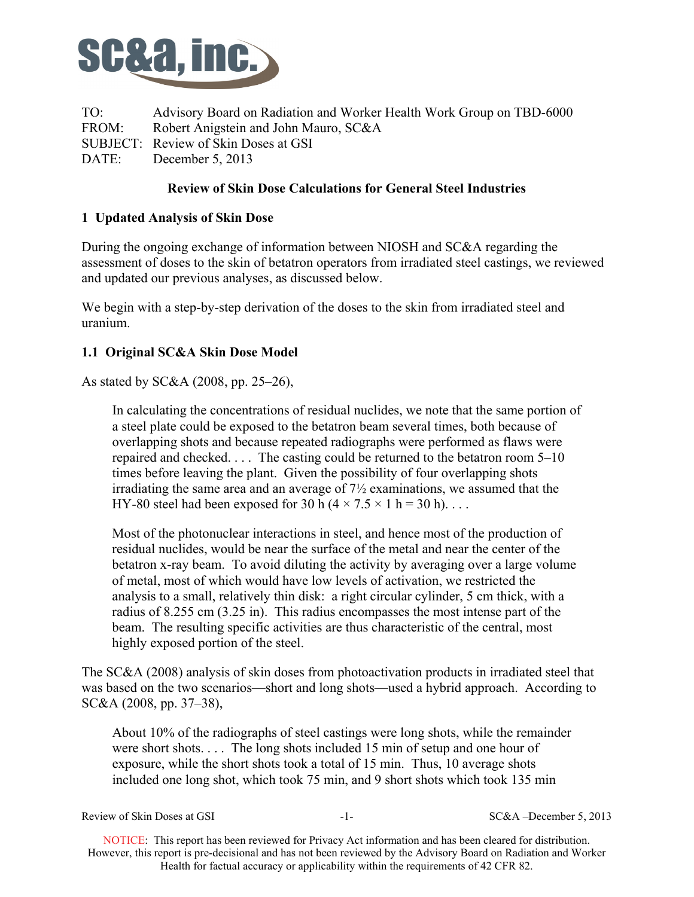TO: Advisory Board on Radiation and Worker Health Work Group on TBD-6000
FROM: Robert Anigstein and John Mauro, SC&A
SUBJECT: Review of Skin Doses at GSI
DATE: December 5, 2013

**Review of Skin Dose Calculations for General Steel Industries**

## 1 Updated Analysis of Skin Dose

During the ongoing exchange of information between NIOSH and SC&A regarding the assessment of doses to the skin of betatron operators from irradiated steel castings, we reviewed and updated our previous analyses, as discussed below.

We begin with a step-by-step derivation of the doses to the skin from irradiated steel and uranium.

### 1.1 Original SC&A Skin Dose Model

As stated by SC&A (2008, pp. 25–26),

> In calculating the concentrations of residual nuclides, we note that the same portion of a steel plate could be exposed to the betatron beam several times, both because of overlapping shots and because repeated radiographs were performed as flaws were repaired and checked. . . . The casting could be returned to the betatron room 5–10 times before leaving the plant. Given the possibility of four overlapping shots irradiating the same area and an average of 7½ examinations, we assumed that the HY-80 steel had been exposed for 30 h ($4 \times 7.5 \times 1$ h = 30 h). . . .
>
> Most of the photonuclear interactions in steel, and hence most of the production of residual nuclides, would be near the surface of the metal and near the center of the betatron x-ray beam. To avoid diluting the activity by averaging over a large volume of metal, most of which would have low levels of activation, we restricted the analysis to a small, relatively thin disk: a right circular cylinder, 5 cm thick, with a radius of 8.255 cm (3.25 in). This radius encompasses the most intense part of the beam. The resulting specific activities are thus characteristic of the central, most highly exposed portion of the steel.

The SC&A (2008) analysis of skin doses from photoactivation products in irradiated steel that was based on the two scenarios—short and long shots—used a hybrid approach. According to SC&A (2008, pp. 37–38),

> About 10% of the radiographs of steel castings were long shots, while the remainder were short shots. . . . The long shots included 15 min of setup and one hour of exposure, while the short shots took a total of 15 min. Thus, 10 average shots included one long shot, which took 75 min, and 9 short shots which took 135 min

NOTICE: This report has been reviewed for Privacy Act information and has been cleared for distribution. However, this report is pre-decisional and has not been reviewed by the Advisory Board on Radiation and Worker Health for factual accuracy or applicability within the requirements of 42 CFR 82.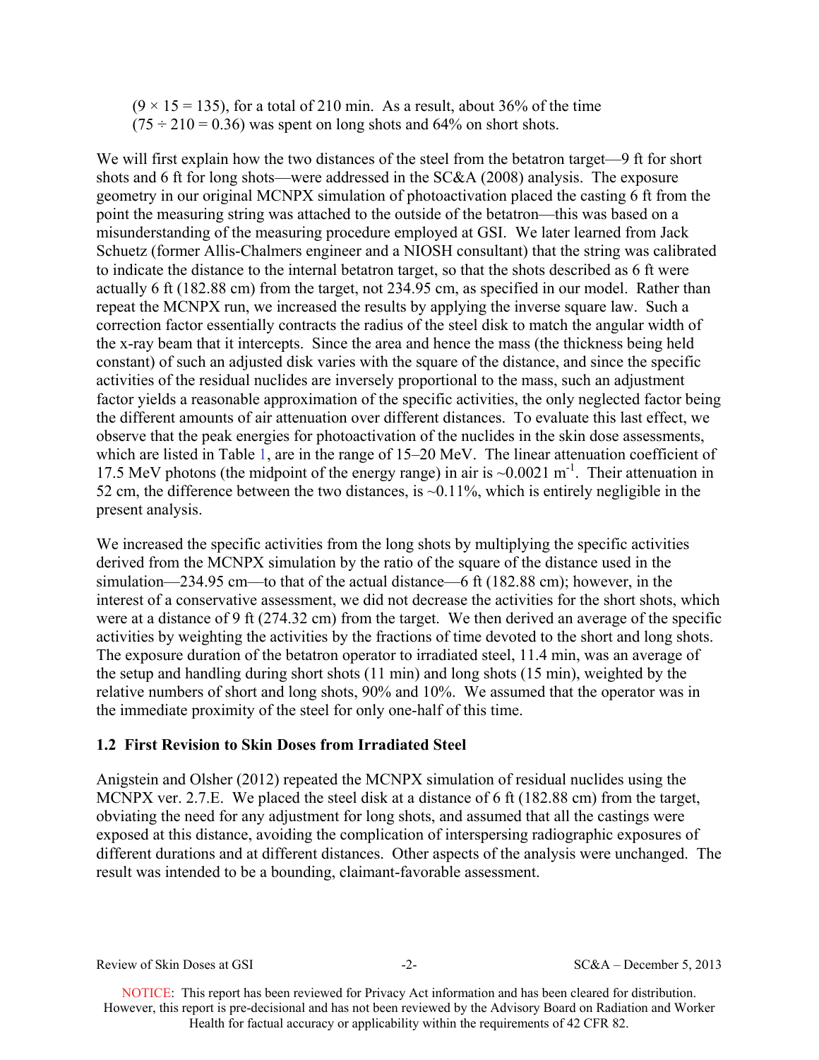(9 × 15 = 135), for a total of 210 min. As a result, about 36% of the time (75 ÷ 210 = 0.36) was spent on long shots and 64% on short shots.

We will first explain how the two distances of the steel from the betatron target—9 ft for short shots and 6 ft for long shots—were addressed in the SC&A (2008) analysis. The exposure geometry in our original MCNPX simulation of photoactivation placed the casting 6 ft from the point the measuring string was attached to the outside of the betatron—this was based on a misunderstanding of the measuring procedure employed at GSI. We later learned from Jack Schuetz (former Allis-Chalmers engineer and a NIOSH consultant) that the string was calibrated to indicate the distance to the internal betatron target, so that the shots described as 6 ft were actually 6 ft (182.88 cm) from the target, not 234.95 cm, as specified in our model. Rather than repeat the MCNPX run, we increased the results by applying the inverse square law. Such a correction factor essentially contracts the radius of the steel disk to match the angular width of the x-ray beam that it intercepts. Since the area and hence the mass (the thickness being held constant) of such an adjusted disk varies with the square of the distance, and since the specific activities of the residual nuclides are inversely proportional to the mass, such an adjustment factor yields a reasonable approximation of the specific activities, the only neglected factor being the different amounts of air attenuation over different distances. To evaluate this last effect, we observe that the peak energies for photoactivation of the nuclides in the skin dose assessments, which are listed in Table 1, are in the range of 15–20 MeV. The linear attenuation coefficient of 17.5 MeV photons (the midpoint of the energy range) in air is ~0.0021 $m^{-1}$. Their attenuation in 52 cm, the difference between the two distances, is ~0.11%, which is entirely negligible in the present analysis.

We increased the specific activities from the long shots by multiplying the specific activities derived from the MCNPX simulation by the ratio of the square of the distance used in the simulation—234.95 cm—to that of the actual distance—6 ft (182.88 cm); however, in the interest of a conservative assessment, we did not decrease the activities for the short shots, which were at a distance of 9 ft (274.32 cm) from the target. We then derived an average of the specific activities by weighting the activities by the fractions of time devoted to the short and long shots. The exposure duration of the betatron operator to irradiated steel, 11.4 min, was an average of the setup and handling during short shots (11 min) and long shots (15 min), weighted by the relative numbers of short and long shots, 90% and 10%. We assumed that the operator was in the immediate proximity of the steel for only one-half of this time.

### 1.2 First Revision to Skin Doses from Irradiated Steel

Anigstein and Olsher (2012) repeated the MCNPX simulation of residual nuclides using the MCNPX ver. 2.7.E. We placed the steel disk at a distance of 6 ft (182.88 cm) from the target, obviating the need for any adjustment for long shots, and assumed that all the castings were exposed at this distance, avoiding the complication of interspersing radiographic exposures of different durations and at different distances. Other aspects of the analysis were unchanged. The result was intended to be a bounding, claimant-favorable assessment.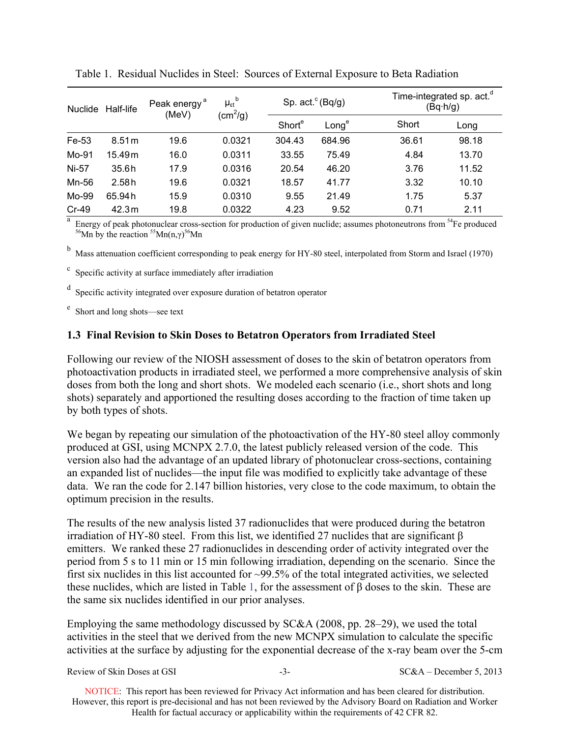Table 1. Residual Nuclides in Steel: Sources of External Exposure to Beta Radiation

| Nuclide | Half-life | Peak energy [a] (MeV) | $\mu_{\varepsilon t}$ [b] ($cm^2/g$) | Sp. act.[c] (Bq/g) | | Time-integrated sp. act.[d] (Bq·h/g) | |
|---|---|---|---|---|---|---|---|
| | | | | Short[e] | Long[e] | Short | Long |
| Fe-53 | 8.51 m | 19.6 | 0.0321 | 304.43 | 684.96 | 36.61 | 98.18 |
| Mo-91 | 15.49 m | 16.0 | 0.0311 | 33.55 | 75.49 | 4.84 | 13.70 |
| Ni-57 | 35.6 h | 17.9 | 0.0316 | 20.54 | 46.20 | 3.76 | 11.52 |
| Mn-56 | 2.58 h | 19.6 | 0.0321 | 18.57 | 41.77 | 3.32 | 10.10 |
| Mo-99 | 65.94 h | 15.9 | 0.0310 | 9.55 | 21.49 | 1.75 | 5.37 |
| Cr-49 | 42.3 m | 19.8 | 0.0322 | 4.23 | 9.52 | 0.71 | 2.11 |

[a] Energy of peak photonuclear cross-section for production of given nuclide; assumes photoneutrons from $^{54}Fe$ produced $^{56}Mn$ by the reaction $^{55}Mn(n,\gamma)^{56}Mn$

[b] Mass attenuation coefficient corresponding to peak energy for HY-80 steel, interpolated from Storm and Israel (1970)

[c] Specific activity at surface immediately after irradiation

[d] Specific activity integrated over exposure duration of betatron operator

[e] Short and long shots—see text

### 1.3 Final Revision to Skin Doses to Betatron Operators from Irradiated Steel

Following our review of the NIOSH assessment of doses to the skin of betatron operators from photoactivation products in irradiated steel, we performed a more comprehensive analysis of skin doses from both the long and short shots. We modeled each scenario (i.e., short shots and long shots) separately and apportioned the resulting doses according to the fraction of time taken up by both types of shots.

We began by repeating our simulation of the photoactivation of the HY-80 steel alloy commonly produced at GSI, using MCNPX 2.7.0, the latest publicly released version of the code. This version also had the advantage of an updated library of photonuclear cross-sections, containing an expanded list of nuclides—the input file was modified to explicitly take advantage of these data. We ran the code for 2.147 billion histories, very close to the code maximum, to obtain the optimum precision in the results.

The results of the new analysis listed 37 radionuclides that were produced during the betatron irradiation of HY-80 steel. From this list, we identified 27 nuclides that are significant β emitters. We ranked these 27 radionuclides in descending order of activity integrated over the period from 5 s to 11 min or 15 min following irradiation, depending on the scenario. Since the first six nuclides in this list accounted for ~99.5% of the total integrated activities, we selected these nuclides, which are listed in Table 1, for the assessment of β doses to the skin. These are the same six nuclides identified in our prior analyses.

Employing the same methodology discussed by SC&A (2008, pp. 28–29), we used the total activities in the steel that we derived from the new MCNPX simulation to calculate the specific activities at the surface by adjusting for the exponential decrease of the x-ray beam over the 5-cm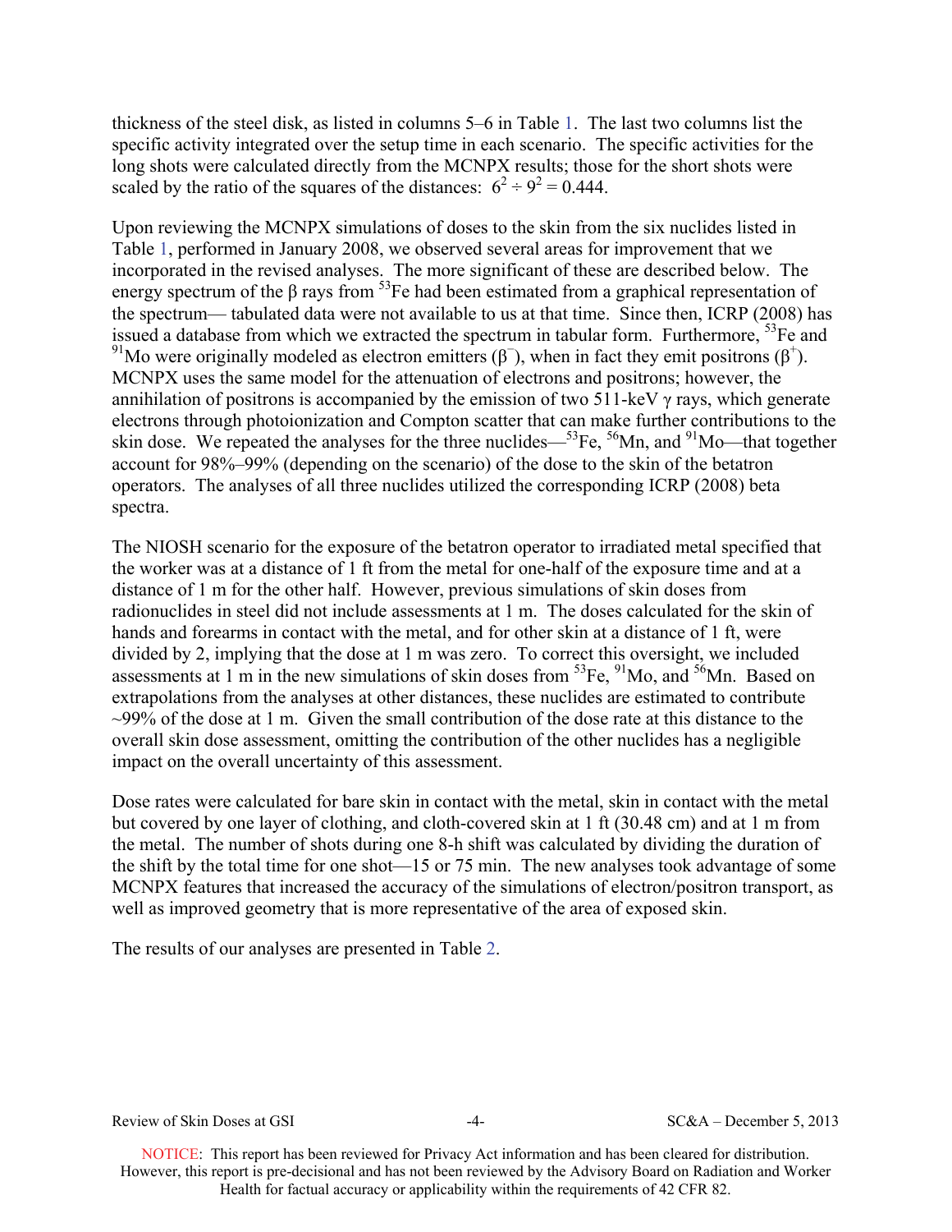thickness of the steel disk, as listed in columns 5–6 in Table 1. The last two columns list the specific activity integrated over the setup time in each scenario. The specific activities for the long shots were calculated directly from the MCNPX results; those for the short shots were scaled by the ratio of the squares of the distances: $6^2 \div 9^2 = 0.444$.

Upon reviewing the MCNPX simulations of doses to the skin from the six nuclides listed in Table 1, performed in January 2008, we observed several areas for improvement that we incorporated in the revised analyses. The more significant of these are described below. The energy spectrum of the β rays from $^{53}$Fe had been estimated from a graphical representation of the spectrum— tabulated data were not available to us at that time. Since then, ICRP (2008) has issued a database from which we extracted the spectrum in tabular form. Furthermore, $^{53}$Fe and $^{91}$Mo were originally modeled as electron emitters ($\beta^-$), when in fact they emit positrons ($\beta^+$). MCNPX uses the same model for the attenuation of electrons and positrons; however, the annihilation of positrons is accompanied by the emission of two 511-keV γ rays, which generate electrons through photoionization and Compton scatter that can make further contributions to the skin dose. We repeated the analyses for the three nuclides—$^{53}$Fe, $^{56}$Mn, and $^{91}$Mo—that together account for 98%–99% (depending on the scenario) of the dose to the skin of the betatron operators. The analyses of all three nuclides utilized the corresponding ICRP (2008) beta spectra.

The NIOSH scenario for the exposure of the betatron operator to irradiated metal specified that the worker was at a distance of 1 ft from the metal for one-half of the exposure time and at a distance of 1 m for the other half. However, previous simulations of skin doses from radionuclides in steel did not include assessments at 1 m. The doses calculated for the skin of hands and forearms in contact with the metal, and for other skin at a distance of 1 ft, were divided by 2, implying that the dose at 1 m was zero. To correct this oversight, we included assessments at 1 m in the new simulations of skin doses from $^{53}$Fe, $^{91}$Mo, and $^{56}$Mn. Based on extrapolations from the analyses at other distances, these nuclides are estimated to contribute ~99% of the dose at 1 m. Given the small contribution of the dose rate at this distance to the overall skin dose assessment, omitting the contribution of the other nuclides has a negligible impact on the overall uncertainty of this assessment.

Dose rates were calculated for bare skin in contact with the metal, skin in contact with the metal but covered by one layer of clothing, and cloth-covered skin at 1 ft (30.48 cm) and at 1 m from the metal. The number of shots during one 8-h shift was calculated by dividing the duration of the shift by the total time for one shot—15 or 75 min. The new analyses took advantage of some MCNPX features that increased the accuracy of the simulations of electron/positron transport, as well as improved geometry that is more representative of the area of exposed skin.

The results of our analyses are presented in Table 2.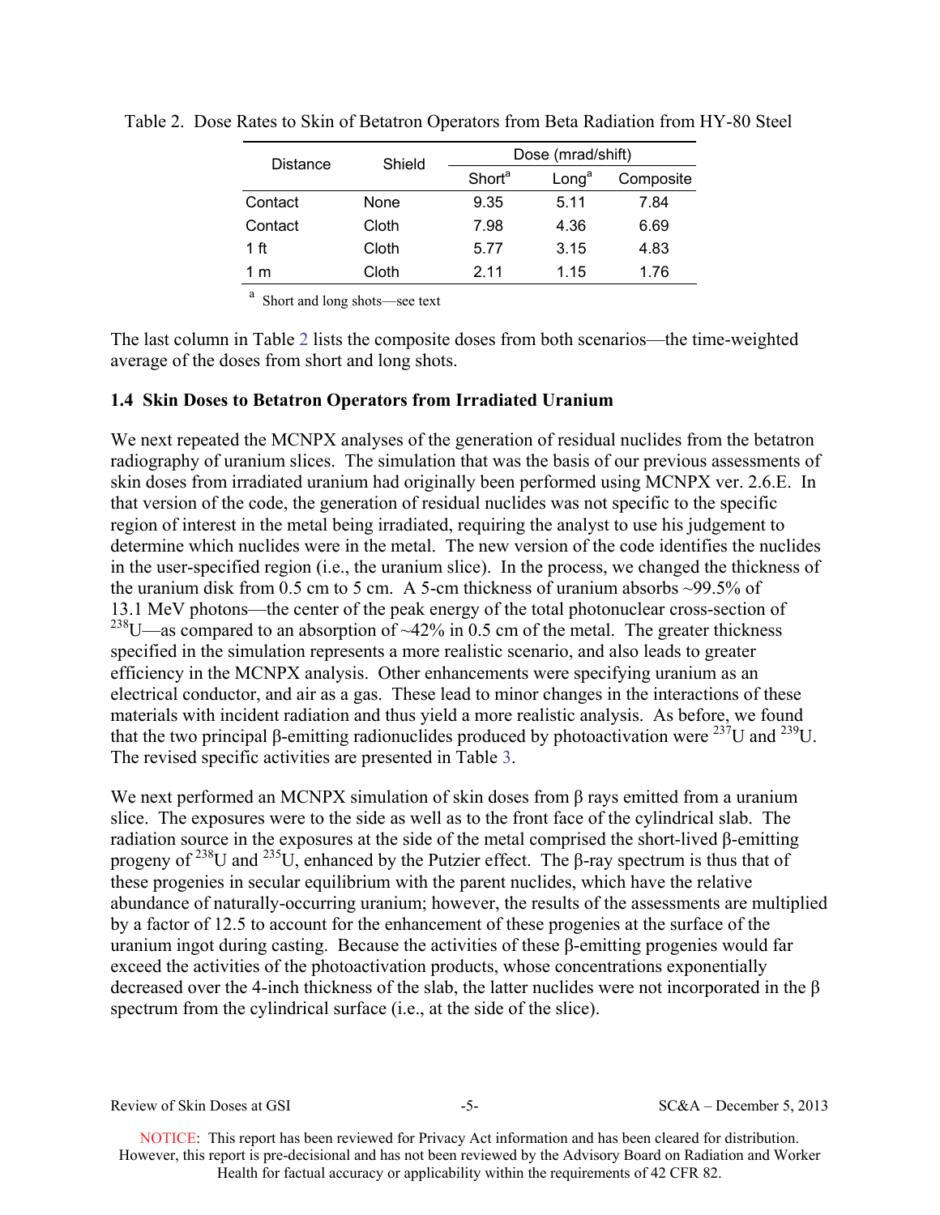Table 2. Dose Rates to Skin of Betatron Operators from Beta Radiation from HY-80 Steel

| Distance | Shield | Dose (mrad/shift) | | |
|---|---|---|---|---|
| | | Short[a] | Long[a] | Composite |
| Contact | None | 9.35 | 5.11 | 7.84 |
| Contact | Cloth | 7.98 | 4.36 | 6.69 |
| 1 ft | Cloth | 5.77 | 3.15 | 4.83 |
| 1 m | Cloth | 2.11 | 1.15 | 1.76 |

[a] Short and long shots—see text

The last column in Table 2 lists the composite doses from both scenarios—the time-weighted average of the doses from short and long shots.

### 1.4 Skin Doses to Betatron Operators from Irradiated Uranium

We next repeated the MCNPX analyses of the generation of residual nuclides from the betatron radiography of uranium slices. The simulation that was the basis of our previous assessments of skin doses from irradiated uranium had originally been performed using MCNPX ver. 2.6.E. In that version of the code, the generation of residual nuclides was not specific to the specific region of interest in the metal being irradiated, requiring the analyst to use his judgement to determine which nuclides were in the metal. The new version of the code identifies the nuclides in the user-specified region (i.e., the uranium slice). In the process, we changed the thickness of the uranium disk from 0.5 cm to 5 cm. A 5-cm thickness of uranium absorbs ~99.5% of 13.1 MeV photons—the center of the peak energy of the total photonuclear cross-section of $^{238}$U—as compared to an absorption of ~42% in 0.5 cm of the metal. The greater thickness specified in the simulation represents a more realistic scenario, and also leads to greater efficiency in the MCNPX analysis. Other enhancements were specifying uranium as an electrical conductor, and air as a gas. These lead to minor changes in the interactions of these materials with incident radiation and thus yield a more realistic analysis. As before, we found that the two principal β-emitting radionuclides produced by photoactivation were $^{237}$U and $^{239}$U. The revised specific activities are presented in Table 3.

We next performed an MCNPX simulation of skin doses from β rays emitted from a uranium slice. The exposures were to the side as well as to the front face of the cylindrical slab. The radiation source in the exposures at the side of the metal comprised the short-lived β-emitting progeny of $^{238}$U and $^{235}$U, enhanced by the Putzier effect. The β-ray spectrum is thus that of these progenies in secular equilibrium with the parent nuclides, which have the relative abundance of naturally-occurring uranium; however, the results of the assessments are multiplied by a factor of 12.5 to account for the enhancement of these progenies at the surface of the uranium ingot during casting. Because the activities of these β-emitting progenies would far exceed the activities of the photoactivation products, whose concentrations exponentially decreased over the 4-inch thickness of the slab, the latter nuclides were not incorporated in the β spectrum from the cylindrical surface (i.e., at the side of the slice).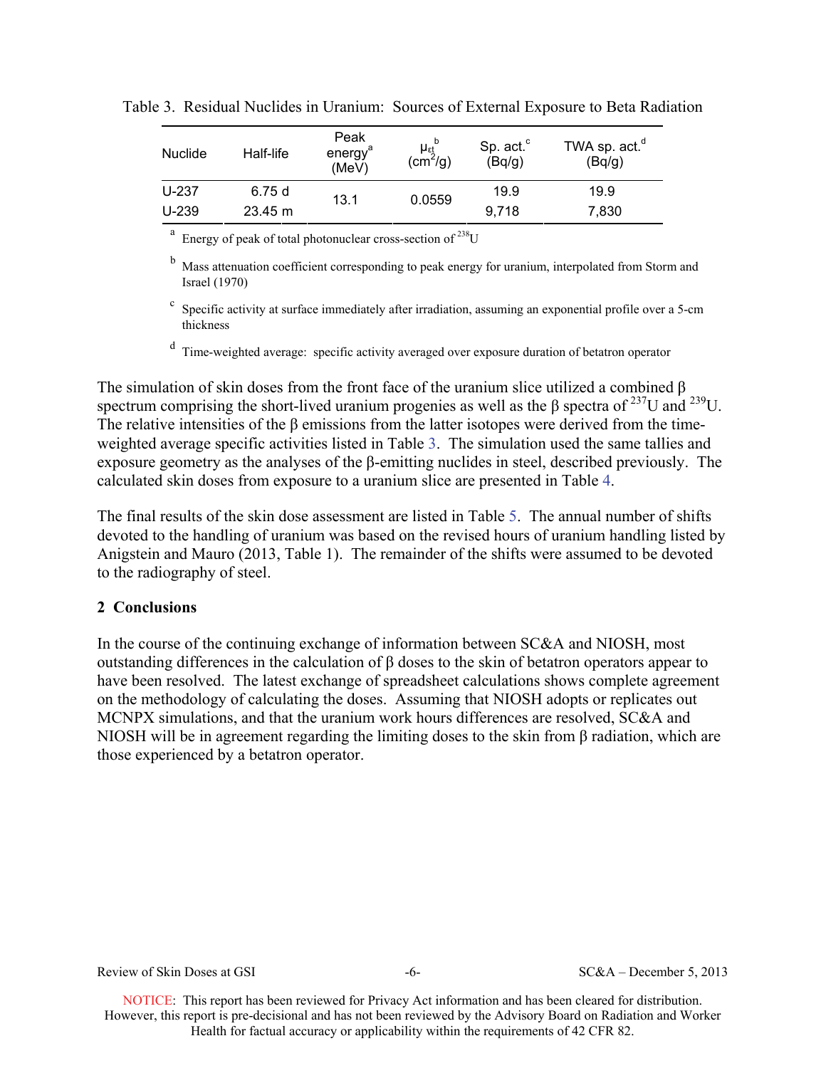Table 3. Residual Nuclides in Uranium: Sources of External Exposure to Beta Radiation

| Nuclide | Half-life | Peak energy[a] (MeV) | $\mu_{et}$[b] ($cm^2/g$) | Sp. act.[c] (Bq/g) | TWA sp. act.[d] (Bq/g) |
|---|---|---|---|---|---|
| U-237 | 6.75 d | 13.1 | 0.0559 | 19.9 | 19.9 |
| U-239 | 23.45 m | | | 9,718 | 7,830 |

[a] Energy of peak of total photonuclear cross-section of $^{238}$U

[b] Mass attenuation coefficient corresponding to peak energy for uranium, interpolated from Storm and Israel (1970)

[c] Specific activity at surface immediately after irradiation, assuming an exponential profile over a 5-cm thickness

[d] Time-weighted average: specific activity averaged over exposure duration of betatron operator

The simulation of skin doses from the front face of the uranium slice utilized a combined β spectrum comprising the short-lived uranium progenies as well as the β spectra of $^{237}$U and $^{239}$U. The relative intensities of the β emissions from the latter isotopes were derived from the time-weighted average specific activities listed in Table 3. The simulation used the same tallies and exposure geometry as the analyses of the β-emitting nuclides in steel, described previously. The calculated skin doses from exposure to a uranium slice are presented in Table 4.

The final results of the skin dose assessment are listed in Table 5. The annual number of shifts devoted to the handling of uranium was based on the revised hours of uranium handling listed by Anigstein and Mauro (2013, Table 1). The remainder of the shifts were assumed to be devoted to the radiography of steel.

## 2 Conclusions

In the course of the continuing exchange of information between SC&A and NIOSH, most outstanding differences in the calculation of β doses to the skin of betatron operators appear to have been resolved. The latest exchange of spreadsheet calculations shows complete agreement on the methodology of calculating the doses. Assuming that NIOSH adopts or replicates out MCNPX simulations, and that the uranium work hours differences are resolved, SC&A and NIOSH will be in agreement regarding the limiting doses to the skin from β radiation, which are those experienced by a betatron operator.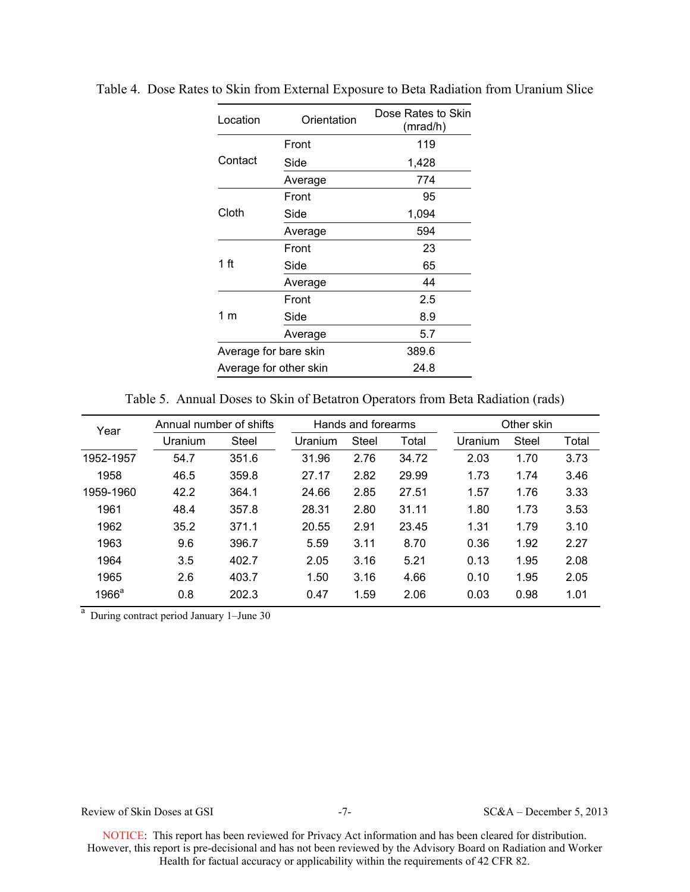Table 4. Dose Rates to Skin from External Exposure to Beta Radiation from Uranium Slice

| Location | Orientation | Dose Rates to Skin (mrad/h) |
|---|---|---|
| Contact | Front | 119 |
| | Side | 1,428 |
| | Average | 774 |
| Cloth | Front | 95 |
| | Side | 1,094 |
| | Average | 594 |
| 1 ft | Front | 23 |
| | Side | 65 |
| | Average | 44 |
| 1 m | Front | 2.5 |
| | Side | 8.9 |
| | Average | 5.7 |
| Average for bare skin | | 389.6 |
| Average for other skin | | 24.8 |

Table 5. Annual Doses to Skin of Betatron Operators from Beta Radiation (rads)

| Year | Annual number of shifts | | Hands and forearms | | | Other skin | | |
|---|---|---|---|---|---|---|---|---|
| | Uranium | Steel | Uranium | Steel | Total | Uranium | Steel | Total |
| 1952-1957 | 54.7 | 351.6 | 31.96 | 2.76 | 34.72 | 2.03 | 1.70 | 3.73 |
| 1958 | 46.5 | 359.8 | 27.17 | 2.82 | 29.99 | 1.73 | 1.74 | 3.46 |
| 1959-1960 | 42.2 | 364.1 | 24.66 | 2.85 | 27.51 | 1.57 | 1.76 | 3.33 |
| 1961 | 48.4 | 357.8 | 28.31 | 2.80 | 31.11 | 1.80 | 1.73 | 3.53 |
| 1962 | 35.2 | 371.1 | 20.55 | 2.91 | 23.45 | 1.31 | 1.79 | 3.10 |
| 1963 | 9.6 | 396.7 | 5.59 | 3.11 | 8.70 | 0.36 | 1.92 | 2.27 |
| 1964 | 3.5 | 402.7 | 2.05 | 3.16 | 5.21 | 0.13 | 1.95 | 2.08 |
| 1965 | 2.6 | 403.7 | 1.50 | 3.16 | 4.66 | 0.10 | 1.95 | 2.05 |
| 1966[a] | 0.8 | 202.3 | 0.47 | 1.59 | 2.06 | 0.03 | 0.98 | 1.01 |

[a] During contract period January 1–June 30

NOTICE: This report has been reviewed for Privacy Act information and has been cleared for distribution. However, this report is pre-decisional and has not been reviewed by the Advisory Board on Radiation and Worker Health for factual accuracy or applicability within the requirements of 42 CFR 82.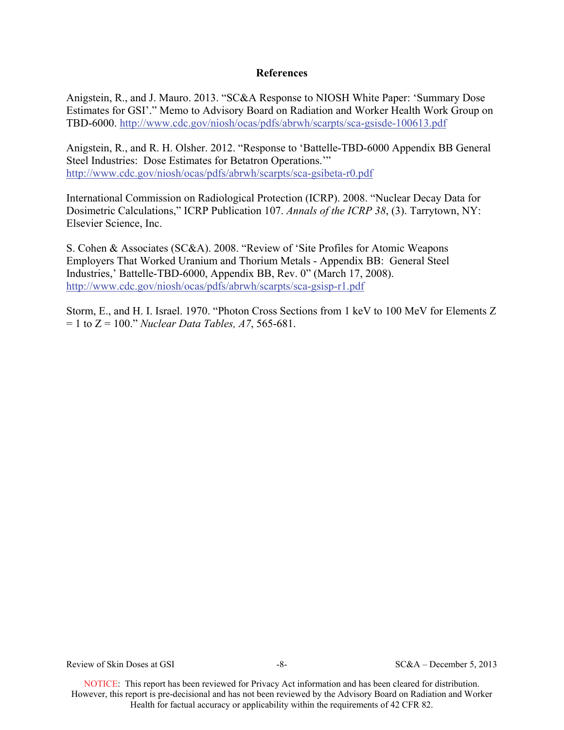# References

Anigstein, R., and J. Mauro. 2013. "SC&A Response to NIOSH White Paper: 'Summary Dose Estimates for GSI'." Memo to Advisory Board on Radiation and Worker Health Work Group on TBD-6000. http://www.cdc.gov/niosh/ocas/pdfs/abrwh/scarpts/sca-gsisde-100613.pdf

Anigstein, R., and R. H. Olsher. 2012. "Response to 'Battelle-TBD-6000 Appendix BB General Steel Industries: Dose Estimates for Betatron Operations.'" http://www.cdc.gov/niosh/ocas/pdfs/abrwh/scarpts/sca-gsibeta-r0.pdf

International Commission on Radiological Protection (ICRP). 2008. "Nuclear Decay Data for Dosimetric Calculations," ICRP Publication 107. *Annals of the ICRP 38*, (3). Tarrytown, NY: Elsevier Science, Inc.

S. Cohen & Associates (SC&A). 2008. "Review of 'Site Profiles for Atomic Weapons Employers That Worked Uranium and Thorium Metals - Appendix BB: General Steel Industries,' Battelle-TBD-6000, Appendix BB, Rev. 0" (March 17, 2008). http://www.cdc.gov/niosh/ocas/pdfs/abrwh/scarpts/sca-gsisp-r1.pdf

Storm, E., and H. I. Israel. 1970. "Photon Cross Sections from 1 keV to 100 MeV for Elements Z = 1 to Z = 100." *Nuclear Data Tables, A7*, 565-681.

NOTICE: This report has been reviewed for Privacy Act information and has been cleared for distribution. However, this report is pre-decisional and has not been reviewed by the Advisory Board on Radiation and Worker Health for factual accuracy or applicability within the requirements of 42 CFR 82.